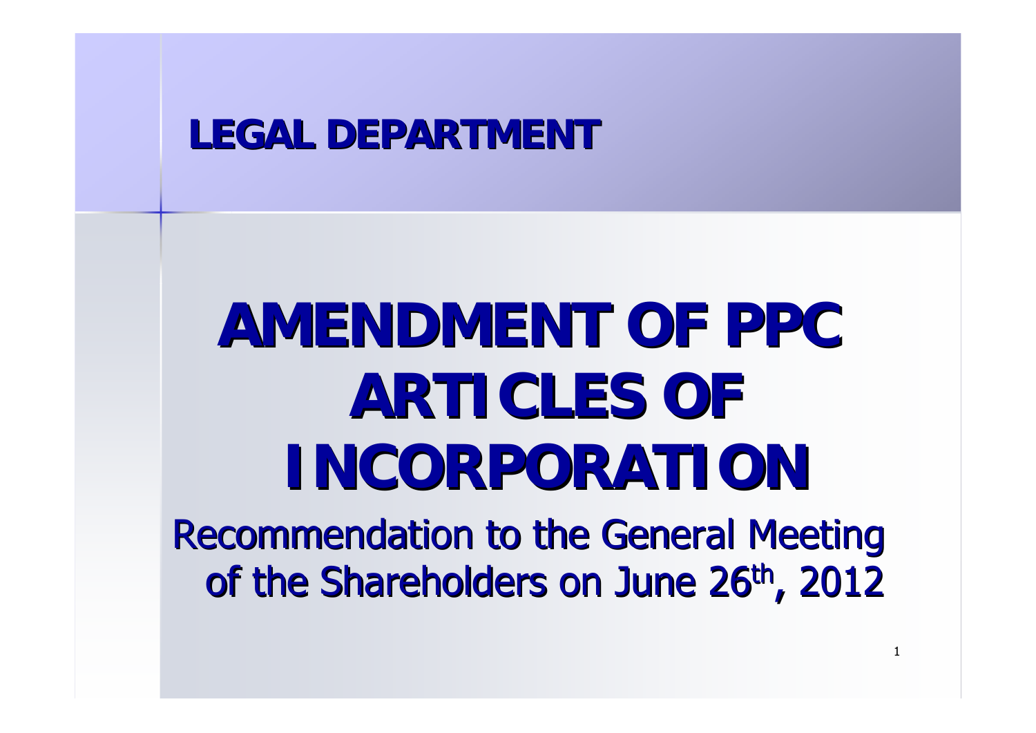## LEGAL DEPARTMENT

# AMENDMENT OF PPC ARTICLES OF INCORPORATION

Recommendation to the General Meeting of the Shareholders on June 26th, 2012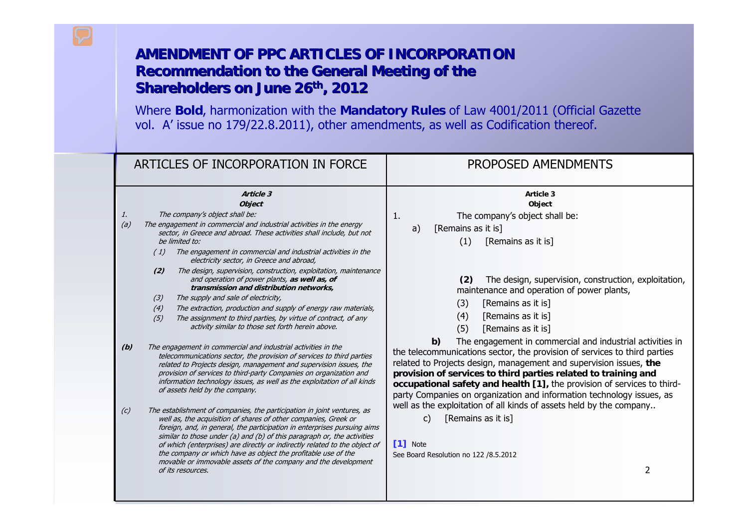# AMENDMENT OF PPC ARTICLES OF INCORPORATION
## Recommendation to the General Meeting of the Shareholders on June 26th, 2012

Where **Bold**, harmonization with the **Mandatory Rules** of Law 4001/2011 (Official Gazette vol. A' issue no 179/22.8.2011), other amendments, as well as Codification thereof.

| ARTICLES OF INCORPORATION IN FORCE | PROPOSED AMENDMENTS |
|---|---|
| ***Article 3***<br>***Object*** | **Article 3**<br>**Object** |
| *1. The company's object shall be:* | 1. The company's object shall be: |
| *(a) The engagement in commercial and industrial activities in the energy sector, in Greece and abroad. These activities shall include, but not be limited to:* | a) [Remains as it is] |
| *(1) The engagement in commercial and industrial activities in the electricity sector, in Greece and abroad,* | (1) [Remains as it is] |
| ***(2)*** *The design, supervision, construction, exploitation, maintenance and operation of power plants,* ***as well as, of transmission and distribution networks,*** | **(2)** The design, supervision, construction, exploitation, maintenance and operation of power plants, |
| *(3) The supply and sale of electricity,* | (3) [Remains as it is] |
| *(4) The extraction, production and supply of energy raw materials,* | (4) [Remains as it is] |
| *(5) The assignment to third parties, by virtue of contract, of any activity similar to those set forth herein above.* | (5) [Remains as it is] |
| ***(b)*** *The engagement in commercial and industrial activities in the telecommunications sector, the provision of services to third parties related to Projects design, management and supervision issues, the provision of services to third-party Companies on organization and information technology issues, as well as the exploitation of all kinds of assets held by the company.* | **b)** The engagement in commercial and industrial activities in the telecommunications sector, the provision of services to third parties related to Projects design, management and supervision issues, **the provision of services to third parties related to training and occupational safety and health [1],** the provision of services to third-party Companies on organization and information technology issues, as well as the exploitation of all kinds of assets held by the company.. |
| *(c) The establishment of companies, the participation in joint ventures, as well as, the acquisition of shares of other companies, Greek or foreign, and, in general, the participation in enterprises pursuing aims similar to those under (a) and (b) of this paragraph or, the activities of which (enterprises) are directly or indirectly related to the object of the company or which have as object the profitable use of the movable or immovable assets of the company and the development of its resources.* | c) [Remains as it is] |

[1] Note
See Board Resolution no 122 /8.5.2012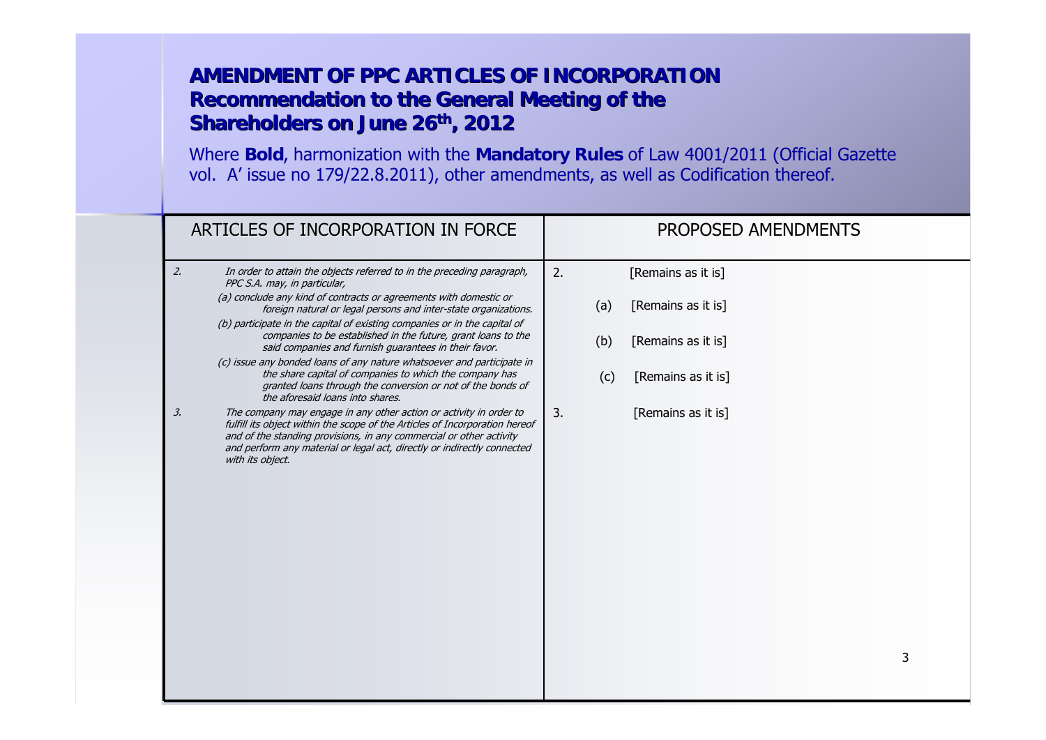# AMENDMENT OF PPC ARTICLES OF INCORPORATION

## Recommendation to the General Meeting of the Shareholders on June 26th, 2012

Where **Bold**, harmonization with the **Mandatory Rules** of Law 4001/2011 (Official Gazette vol. A' issue no 179/22.8.2011), other amendments, as well as Codification thereof.

| ARTICLES OF INCORPORATION IN FORCE | PROPOSED AMENDMENTS |
|---|---|
| *2. In order to attain the objects referred to in the preceding paragraph, PPC S.A. may, in particular,* | 2. [Remains as it is] |
| *(a) conclude any kind of contracts or agreements with domestic or foreign natural or legal persons and inter-state organizations.* | (a) [Remains as it is] |
| *(b) participate in the capital of existing companies or in the capital of companies to be established in the future, grant loans to the said companies and furnish guarantees in their favor.* | (b) [Remains as it is] |
| *(c) issue any bonded loans of any nature whatsoever and participate in the share capital of companies to which the company has granted loans through the conversion or not of the bonds of the aforesaid loans into shares.* | (c) [Remains as it is] |
| *3. The company may engage in any other action or activity in order to fulfill its object within the scope of the Articles of Incorporation hereof and of the standing provisions, in any commercial or other activity and perform any material or legal act, directly or indirectly connected with its object.* | 3. [Remains as it is] |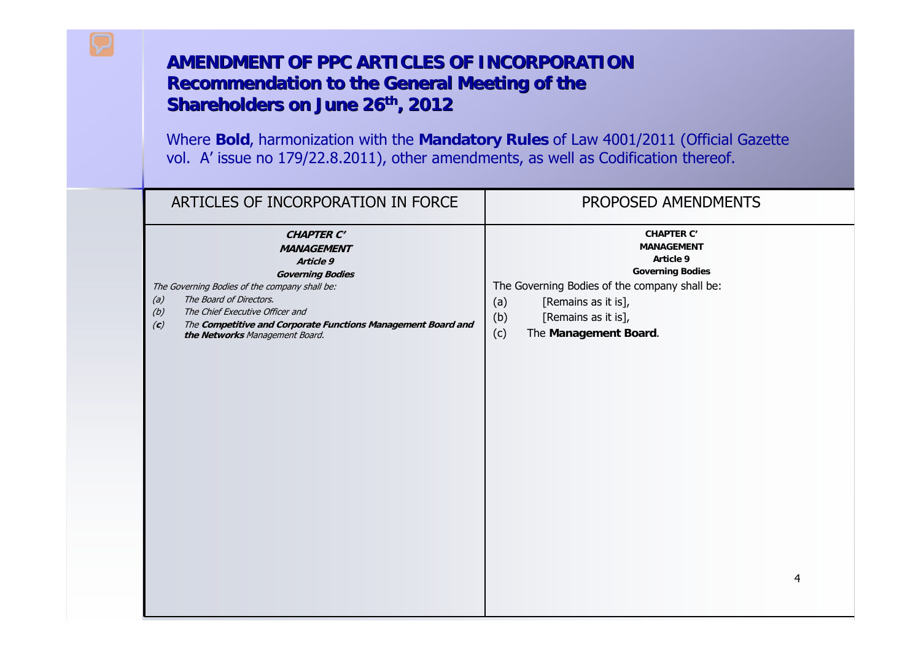# AMENDMENT OF PPC ARTICLES OF INCORPORATION
## Recommendation to the General Meeting of the Shareholders on June 26th, 2012

Where **Bold**, harmonization with the **Mandatory Rules** of Law 4001/2011 (Official Gazette vol. A' issue no 179/22.8.2011), other amendments, as well as Codification thereof.

| ARTICLES OF INCORPORATION IN FORCE | PROPOSED AMENDMENTS |
|---|---|
| ***CHAPTER C'***<br>***MANAGEMENT***<br>***Article 9***<br>***Governing Bodies***<br>*The Governing Bodies of the company shall be:*<br>*(a) The Board of Directors.*<br>*(b) The Chief Executive Officer and*<br>*(**c**) The **Competitive and Corporate Functions Management Board and the Networks** Management Board.* | **CHAPTER C'**<br>**MANAGEMENT**<br>**Article 9**<br>**Governing Bodies**<br>The Governing Bodies of the company shall be:<br>(a) [Remains as it is],<br>(b) [Remains as it is],<br>(c) The **Management Board**. |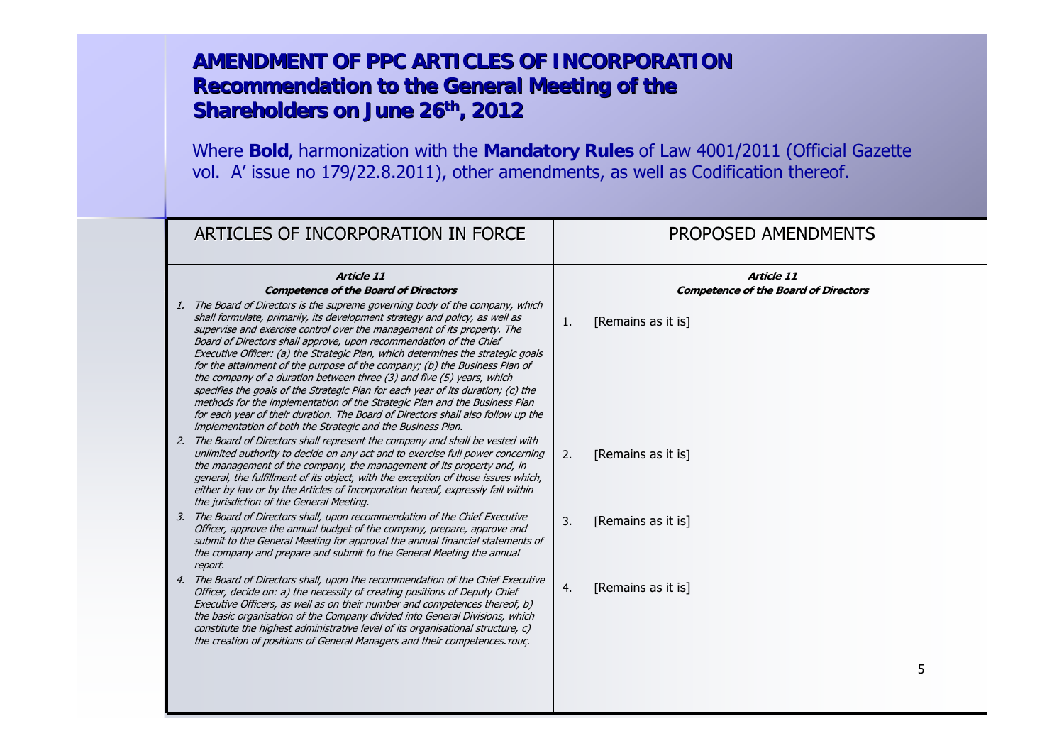# AMENDMENT OF PPC ARTICLES OF INCORPORATION Recommendation to the General Meeting of the Shareholders on June 26th, 2012

Where **Bold**, harmonization with the **Mandatory Rules** of Law 4001/2011 (Official Gazette vol. A' issue no 179/22.8.2011), other amendments, as well as Codification thereof.

| ARTICLES OF INCORPORATION IN FORCE | PROPOSED AMENDMENTS |
| --- | --- |
| ***Article 11*** <br> ***Competence of the Board of Directors*** | ***Article 11*** <br> ***Competence of the Board of Directors*** |
| *1. The Board of Directors is the supreme governing body of the company, which shall formulate, primarily, its development strategy and policy, as well as supervise and exercise control over the management of its property. The Board of Directors shall approve, upon recommendation of the Chief Executive Officer: (a) the Strategic Plan, which determines the strategic goals for the attainment of the purpose of the company; (b) the Business Plan of the company of a duration between three (3) and five (5) years, which specifies the goals of the Strategic Plan for each year of its duration; (c) the methods for the implementation of the Strategic Plan and the Business Plan for each year of their duration. The Board of Directors shall also follow up the implementation of both the Strategic and the Business Plan.* | 1. [Remains as it is] |
| *2. The Board of Directors shall represent the company and shall be vested with unlimited authority to decide on any act and to exercise full power concerning the management of the company, the management of its property and, in general, the fulfillment of its object, with the exception of those issues which, either by law or by the Articles of Incorporation hereof, expressly fall within the jurisdiction of the General Meeting.* | 2. [Remains as it is] |
| *3. The Board of Directors shall, upon recommendation of the Chief Executive Officer, approve the annual budget of the company, prepare, approve and submit to the General Meeting for approval the annual financial statements of the company and prepare and submit to the General Meeting the annual report.* | 3. [Remains as it is] |
| *4. The Board of Directors shall, upon the recommendation of the Chief Executive Officer, decide on: a) the necessity of creating positions of Deputy Chief Executive Officers, as well as on their number and competences thereof, b) the basic organisation of the Company divided into General Divisions, which constitute the highest administrative level of its organisational structure, c) the creation of positions of General Managers and their competences.τους.* | 4. [Remains as it is] |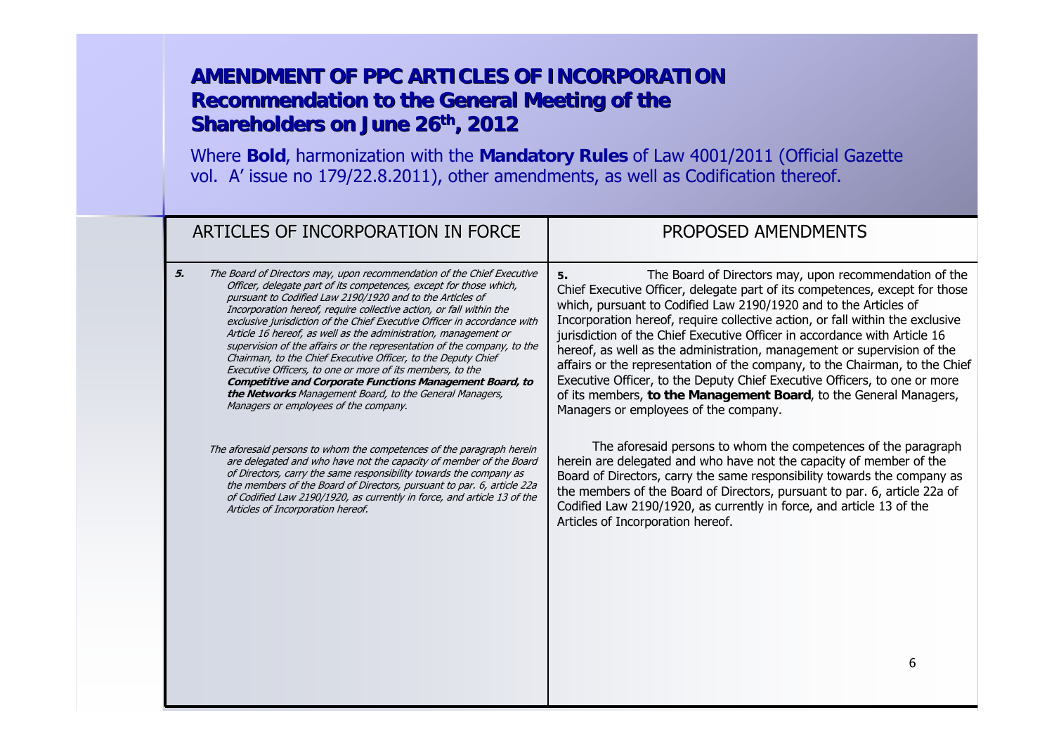# AMENDMENT OF PPC ARTICLES OF INCORPORATION
## Recommendation to the General Meeting of the Shareholders on June 26th, 2012

Where **Bold**, harmonization with the **Mandatory Rules** of Law 4001/2011 (Official Gazette vol. A' issue no 179/22.8.2011), other amendments, as well as Codification thereof.

| ARTICLES OF INCORPORATION IN FORCE | PROPOSED AMENDMENTS |
| --- | --- |
| ***5.*** *The Board of Directors may, upon recommendation of the Chief Executive Officer, delegate part of its competences, except for those which, pursuant to Codified Law 2190/1920 and to the Articles of Incorporation hereof, require collective action, or fall within the exclusive jurisdiction of the Chief Executive Officer in accordance with Article 16 hereof, as well as the administration, management or supervision of the affairs or the representation of the company, to the Chairman, to the Chief Executive Officer, to the Deputy Chief Executive Officers, to one or more of its members, to the* ***Competitive and Corporate Functions Management Board, to the Networks*** *Management Board, to the General Managers, Managers or employees of the company.*<br><br>*The aforesaid persons to whom the competences of the paragraph herein are delegated and who have not the capacity of member of the Board of Directors, carry the same responsibility towards the company as the members of the Board of Directors, pursuant to par. 6, article 22a of Codified Law 2190/1920, as currently in force, and article 13 of the Articles of Incorporation hereof.* | **5.** The Board of Directors may, upon recommendation of the Chief Executive Officer, delegate part of its competences, except for those which, pursuant to Codified Law 2190/1920 and to the Articles of Incorporation hereof, require collective action, or fall within the exclusive jurisdiction of the Chief Executive Officer in accordance with Article 16 hereof, as well as the administration, management or supervision of the affairs or the representation of the company, to the Chairman, to the Chief Executive Officer, to the Deputy Chief Executive Officers, to one or more of its members, **to the Management Board**, to the General Managers, Managers or employees of the company.<br><br>The aforesaid persons to whom the competences of the paragraph herein are delegated and who have not the capacity of member of the Board of Directors, carry the same responsibility towards the company as the members of the Board of Directors, pursuant to par. 6, article 22a of Codified Law 2190/1920, as currently in force, and article 13 of the Articles of Incorporation hereof. |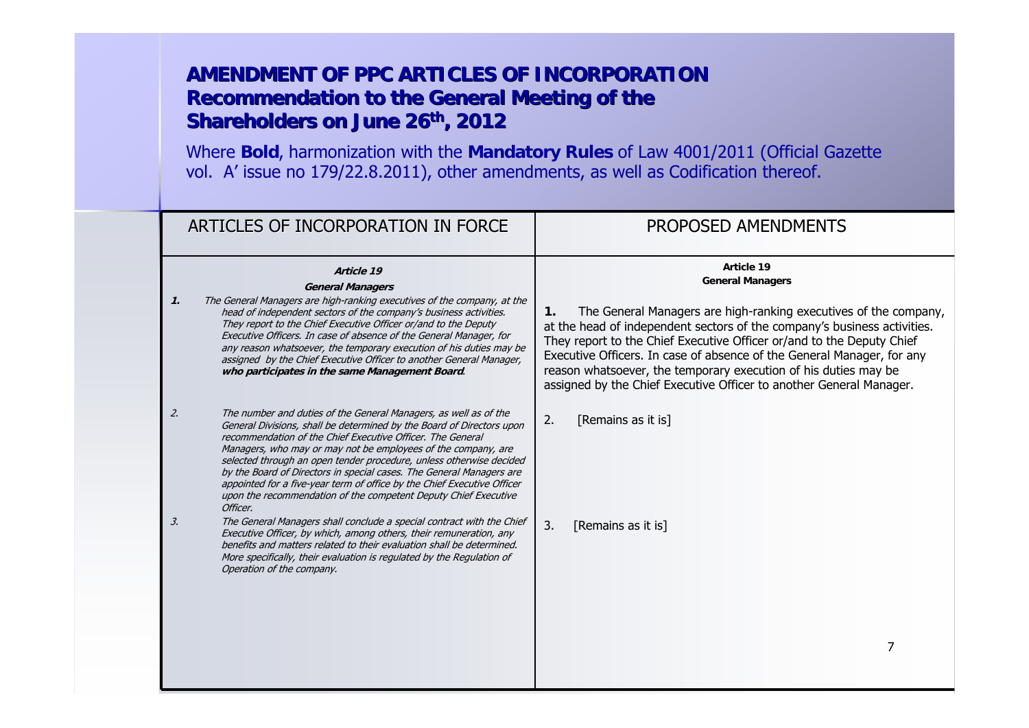# AMENDMENT OF PPC ARTICLES OF INCORPORATION
## Recommendation to the General Meeting of the Shareholders on June 26th, 2012

Where **Bold**, harmonization with the **Mandatory Rules** of Law 4001/2011 (Official Gazette vol. A' issue no 179/22.8.2011), other amendments, as well as Codification thereof.

| ARTICLES OF INCORPORATION IN FORCE | PROPOSED AMENDMENTS |
|---|---|
| ***Article 19*** <br> ***General Managers*** | **Article 19** <br> **General Managers** |
| ***1.*** *The General Managers are high-ranking executives of the company, at the head of independent sectors of the company's business activities. They report to the Chief Executive Officer or/and to the Deputy Executive Officers. In case of absence of the General Manager, for any reason whatsoever, the temporary execution of his duties may be assigned by the Chief Executive Officer to another General Manager,* ***who participates in the same Management Board****.* | **1.** The General Managers are high-ranking executives of the company, at the head of independent sectors of the company's business activities. They report to the Chief Executive Officer or/and to the Deputy Chief Executive Officers. In case of absence of the General Manager, for any reason whatsoever, the temporary execution of his duties may be assigned by the Chief Executive Officer to another General Manager. |
| *2. The number and duties of the General Managers, as well as of the General Divisions, shall be determined by the Board of Directors upon recommendation of the Chief Executive Officer. The General Managers, who may or may not be employees of the company, are selected through an open tender procedure, unless otherwise decided by the Board of Directors in special cases. The General Managers are appointed for a five-year term of office by the Chief Executive Officer upon the recommendation of the competent Deputy Chief Executive Officer.* | 2. [Remains as it is] |
| *3. The General Managers shall conclude a special contract with the Chief Executive Officer, by which, among others, their remuneration, any benefits and matters related to their evaluation shall be determined. More specifically, their evaluation is regulated by the Regulation of Operation of the company.* | 3. [Remains as it is] |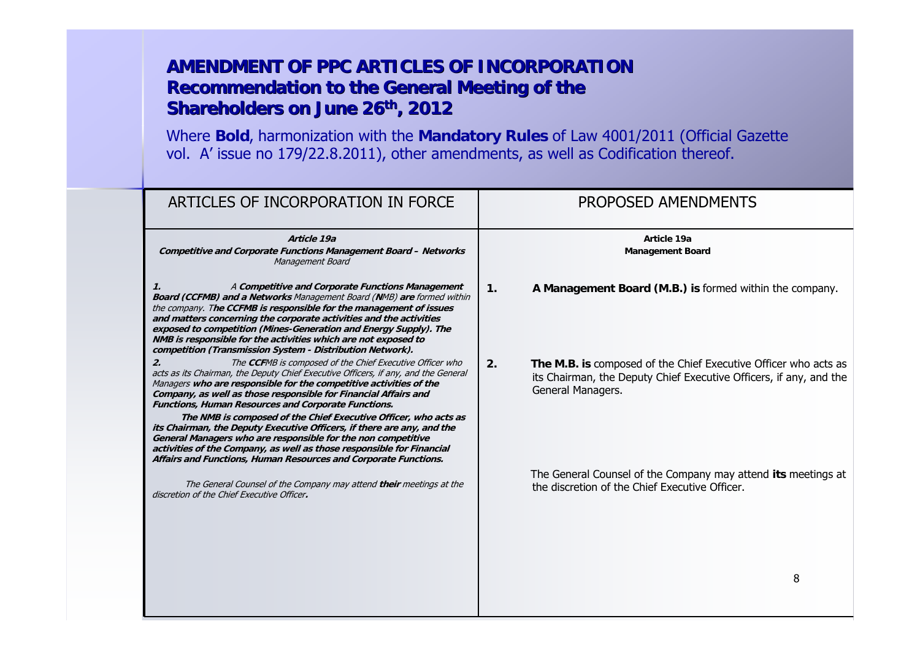# AMENDMENT OF PPC ARTICLES OF INCORPORATION
## Recommendation to the General Meeting of the Shareholders on June 26th, 2012

Where **Bold**, harmonization with the **Mandatory Rules** of Law 4001/2011 (Official Gazette vol. A' issue no 179/22.8.2011), other amendments, as well as Codification thereof.

| ARTICLES OF INCORPORATION IN FORCE | PROPOSED AMENDMENTS |
|---|---|
| ***Article 19a*** <br> ***Competitive and Corporate Functions Management Board – Networks*** *Management Board* | **Article 19a** <br> **Management Board** |
| ***1.*** *A* ***Competitive and Corporate Functions Management Board (CCFMB) and a Networks*** *Management Board (****N****MB)* ***are*** *formed within the company. T****he CCFMB is responsible for the management of issues and matters concerning the corporate activities and the activities exposed to competition (Mines-Generation and Energy Supply). The NMB is responsible for the activities which are not exposed to competition (Transmission System - Distribution Network).*** | **1. A Management Board (M.B.) is** formed within the company. |
| ***2.*** *The* ***CCF****MB is composed of the Chief Executive Officer who acts as its Chairman, the Deputy Chief Executive Officers, if any, and the General Managers* ***who are responsible for the competitive activities of the Company, as well as those responsible for Financial Affairs and Functions, Human Resources and Corporate Functions.*** <br> ***The NMB is composed of the Chief Executive Officer, who acts as its Chairman, the Deputy Executive Officers, if there are any, and the General Managers who are responsible for the non competitive activities of the Company, as well as those responsible for Financial Affairs and Functions, Human Resources and Corporate Functions.*** | **2. The M.B. is** composed of the Chief Executive Officer who acts as its Chairman, the Deputy Chief Executive Officers, if any, and the General Managers. |
| *The General Counsel of the Company may attend* ***their*** *meetings at the discretion of the Chief Executive Officer****.*** | The General Counsel of the Company may attend **its** meetings at the discretion of the Chief Executive Officer. |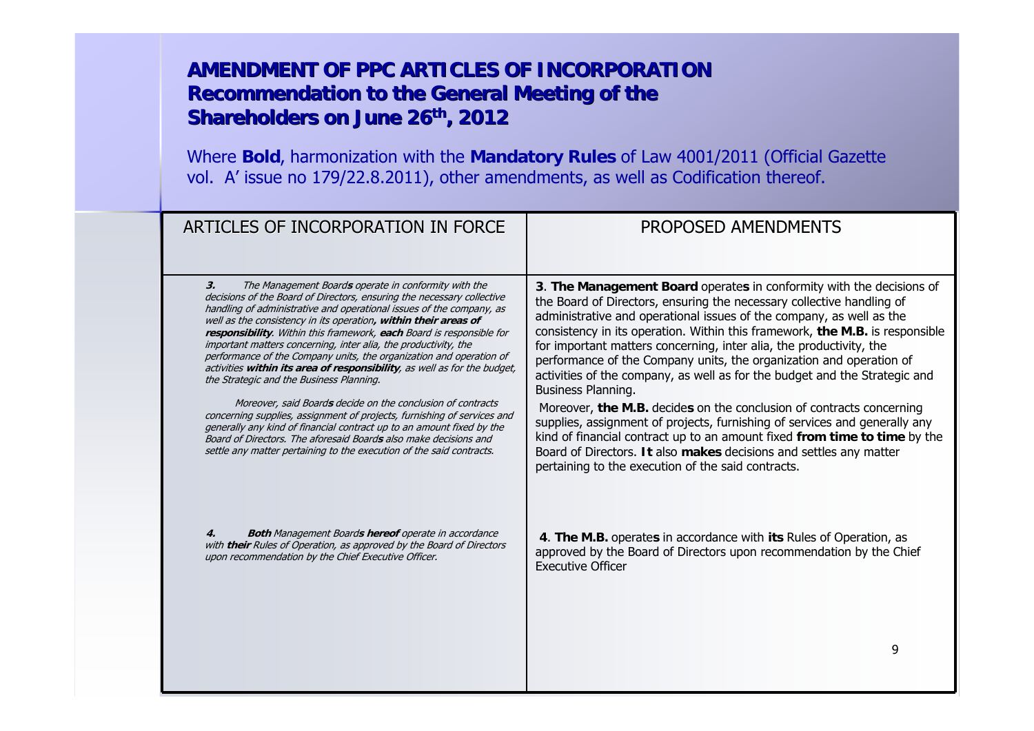# AMENDMENT OF PPC ARTICLES OF INCORPORATION
## Recommendation to the General Meeting of the Shareholders on June 26th, 2012

Where **Bold**, harmonization with the **Mandatory Rules** of Law 4001/2011 (Official Gazette vol. A' issue no 179/22.8.2011), other amendments, as well as Codification thereof.

| ARTICLES OF INCORPORATION IN FORCE | PROPOSED AMENDMENTS |
|---|---|
| ***3.*** *The Management Board**s** operate in conformity with the decisions of the Board of Directors, ensuring the necessary collective handling of administrative and operational issues of the company, as well as the consistency in its operation**, within their areas of responsibility**. Within this framework, **each** Board is responsible for important matters concerning, inter alia, the productivity, the performance of the Company units, the organization and operation of activities **within its area of responsibility**, as well as for the budget, the Strategic and the Business Planning.*<br><br>*Moreover, said Board**s** decide on the conclusion of contracts concerning supplies, assignment of projects, furnishing of services and generally any kind of financial contract up to an amount fixed by the Board of Directors. The aforesaid Board**s** also make decisions and settle any matter pertaining to the execution of the said contracts.* | **3**. **The Management Board** operate**s** in conformity with the decisions of the Board of Directors, ensuring the necessary collective handling of administrative and operational issues of the company, as well as the consistency in its operation. Within this framework, **the M.B.** is responsible for important matters concerning, inter alia, the productivity, the performance of the Company units, the organization and operation of activities of the company, as well as for the budget and the Strategic and Business Planning.<br><br>Moreover, **the M.B.** decide**s** on the conclusion of contracts concerning supplies, assignment of projects, furnishing of services and generally any kind of financial contract up to an amount fixed **from time to time** by the Board of Directors. **It** also **makes** decisions and settles any matter pertaining to the execution of the said contracts. |
| ***4.*** ***Both** Management Board**s hereof** operate in accordance with **their** Rules of Operation, as approved by the Board of Directors upon recommendation by the Chief Executive Officer.* | **4**. **The M.B.** operate**s** in accordance with **its** Rules of Operation, as approved by the Board of Directors upon recommendation by the Chief Executive Officer |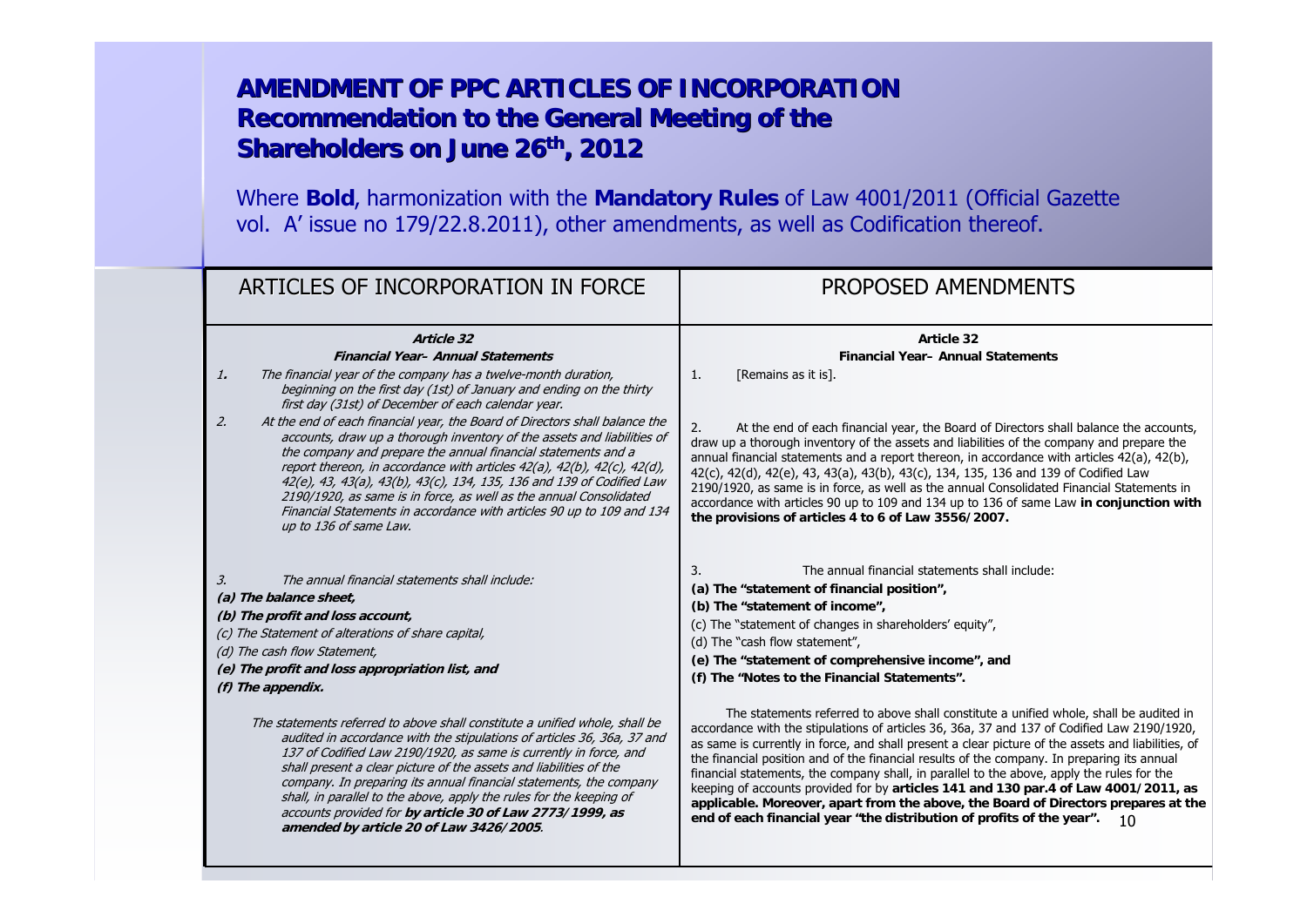# AMENDMENT OF PPC ARTICLES OF INCORPORATION Recommendation to the General Meeting of the Shareholders on June 26th, 2012

Where **Bold**, harmonization with the **Mandatory Rules** of Law 4001/2011 (Official Gazette vol. A' issue no 179/22.8.2011), other amendments, as well as Codification thereof.

| ARTICLES OF INCORPORATION IN FORCE | PROPOSED AMENDMENTS |
|---|---|
| ***Article 32*** <br> ***Financial Year– Annual Statements*** | **Article 32** <br> **Financial Year– Annual Statements** |
| *1. The financial year of the company has a twelve-month duration, beginning on the first day (1st) of January and ending on the thirty first day (31st) of December of each calendar year.* | 1. [Remains as it is]. |
| *2. At the end of each financial year, the Board of Directors shall balance the accounts, draw up a thorough inventory of the assets and liabilities of the company and prepare the annual financial statements and a report thereon, in accordance with articles 42(a), 42(b), 42(c), 42(d), 42(e), 43, 43(a), 43(b), 43(c), 134, 135, 136 and 139 of Codified Law 2190/1920, as same is in force, as well as the annual Consolidated Financial Statements in accordance with articles 90 up to 109 and 134 up to 136 of same Law.* | 2. At the end of each financial year, the Board of Directors shall balance the accounts, draw up a thorough inventory of the assets and liabilities of the company and prepare the annual financial statements and a report thereon, in accordance with articles 42(a), 42(b), 42(c), 42(d), 42(e), 43, 43(a), 43(b), 43(c), 134, 135, 136 and 139 of Codified Law 2190/1920, as same is in force, as well as the annual Consolidated Financial Statements in accordance with articles 90 up to 109 and 134 up to 136 of same Law **in conjunction with the provisions of articles 4 to 6 of Law 3556/2007.** |
| *3. The annual financial statements shall include:* <br> ***(a) The balance sheet,*** <br> ***(b) The profit and loss account,*** <br> *(c) The Statement of alterations of share capital,* <br> *(d) The cash flow Statement,* <br> ***(e) The profit and loss appropriation list, and*** <br> ***(f) The appendix.*** | 3. The annual financial statements shall include: <br> **(a) The "statement of financial position",** <br> **(b) The "statement of income",** <br> (c) The "statement of changes in shareholders' equity", <br> (d) The "cash flow statement", <br> **(e) The "statement of comprehensive income", and** <br> **(f) The "Notes to the Financial Statements".** |
| *The statements referred to above shall constitute a unified whole, shall be audited in accordance with the stipulations of articles 36, 36a, 37 and 137 of Codified Law 2190/1920, as same is currently in force, and shall present a clear picture of the assets and liabilities of the company. In preparing its annual financial statements, the company shall, in parallel to the above, apply the rules for the keeping of accounts provided for* ***by article 30 of Law 2773/1999, as amended by article 20 of Law 3426/2005****.* | The statements referred to above shall constitute a unified whole, shall be audited in accordance with the stipulations of articles 36, 36a, 37 and 137 of Codified Law 2190/1920, as same is currently in force, and shall present a clear picture of the assets and liabilities, of the financial position and of the financial results of the company. In preparing its annual financial statements, the company shall, in parallel to the above, apply the rules for the keeping of accounts provided for by **articles 141 and 130 par.4 of Law 4001/2011, as applicable. Moreover, apart from the above, the Board of Directors prepares at the end of each financial year "the distribution of profits of the year".** |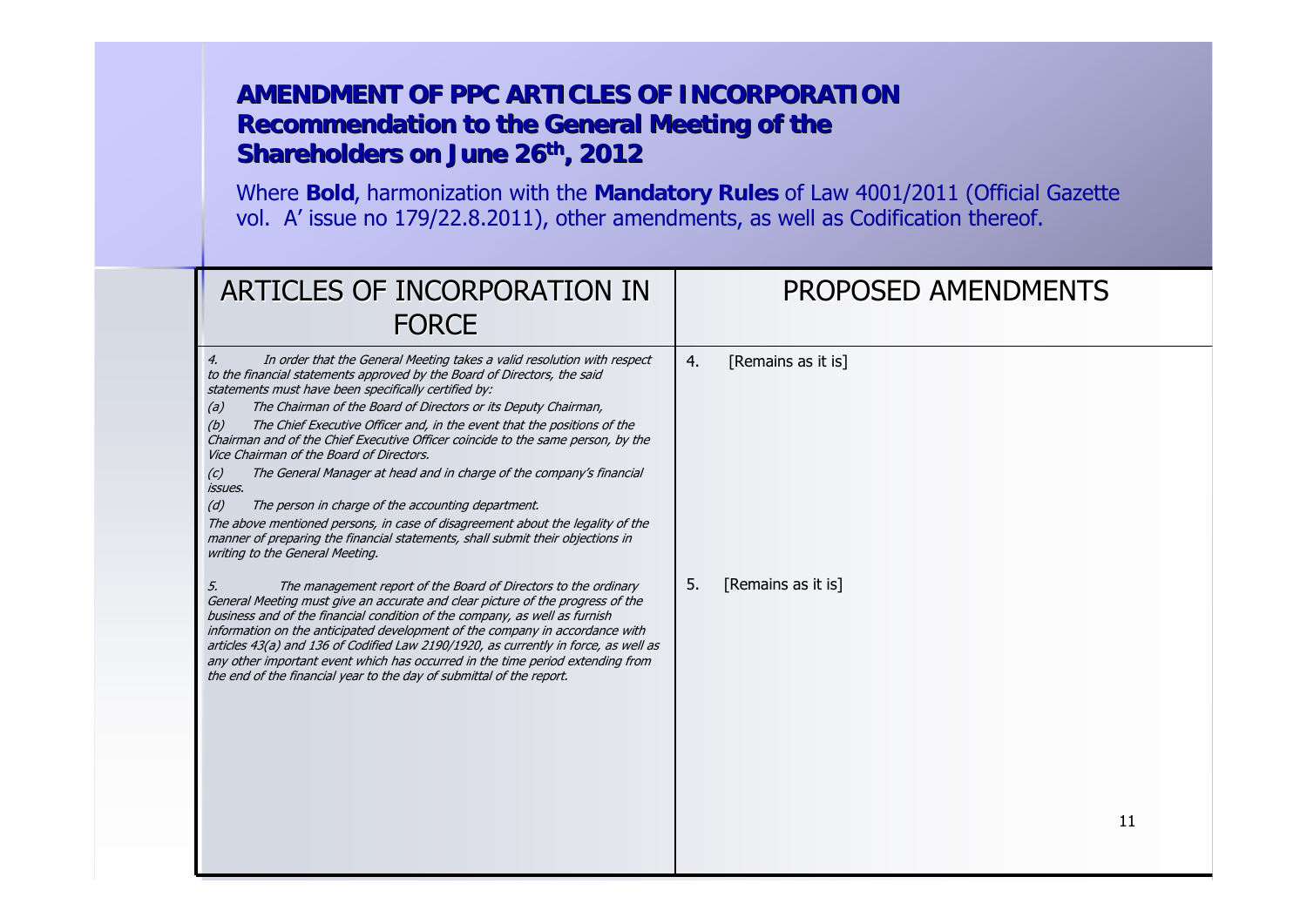# AMENDMENT OF PPC ARTICLES OF INCORPORATION
## Recommendation to the General Meeting of the Shareholders on June 26th, 2012

Where **Bold**, harmonization with the **Mandatory Rules** of Law 4001/2011 (Official Gazette vol. A' issue no 179/22.8.2011), other amendments, as well as Codification thereof.

| ARTICLES OF INCORPORATION IN FORCE | PROPOSED AMENDMENTS |
|---|---|
| *4. In order that the General Meeting takes a valid resolution with respect to the financial statements approved by the Board of Directors, the said statements must have been specifically certified by:*<br>*(a) The Chairman of the Board of Directors or its Deputy Chairman,*<br>*(b) The Chief Executive Officer and, in the event that the positions of the Chairman and of the Chief Executive Officer coincide to the same person, by the Vice Chairman of the Board of Directors.*<br>*(c) The General Manager at head and in charge of the company's financial issues.*<br>*(d) The person in charge of the accounting department.*<br>*The above mentioned persons, in case of disagreement about the legality of the manner of preparing the financial statements, shall submit their objections in writing to the General Meeting.* | 4. [Remains as it is] |
| *5. The management report of the Board of Directors to the ordinary General Meeting must give an accurate and clear picture of the progress of the business and of the financial condition of the company, as well as furnish information on the anticipated development of the company in accordance with articles 43(a) and 136 of Codified Law 2190/1920, as currently in force, as well as any other important event which has occurred in the time period extending from the end of the financial year to the day of submittal of the report.* | 5. [Remains as it is] |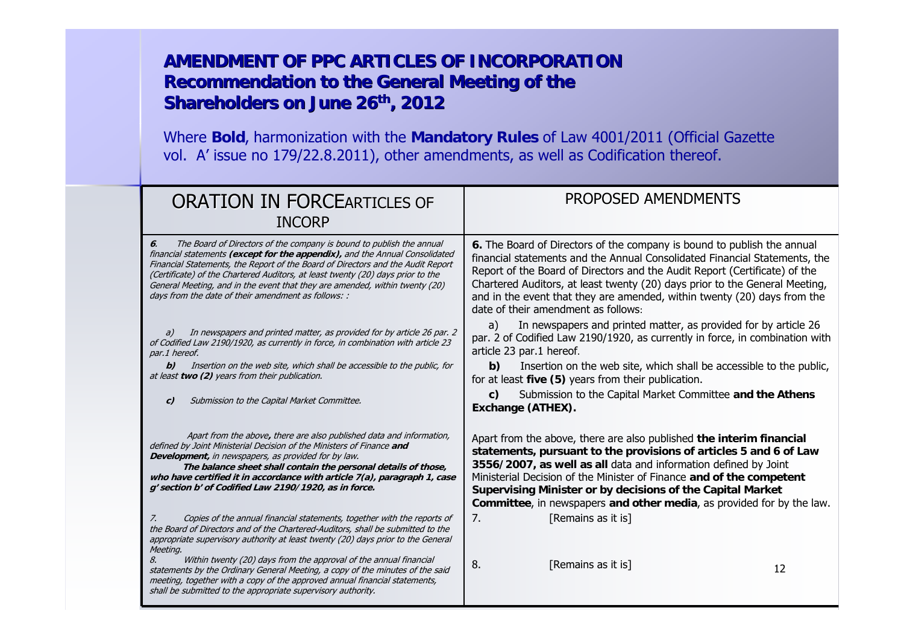# AMENDMENT OF PPC ARTICLES OF INCORPORATION
## Recommendation to the General Meeting of the Shareholders on June 26th, 2012

Where **Bold**, harmonization with the **Mandatory Rules** of Law 4001/2011 (Official Gazette vol. A' issue no 179/22.8.2011), other amendments, as well as Codification thereof.

| ARTICLES OF INCORPORATION IN FORCE | PROPOSED AMENDMENTS |
|---|---|
| ***6**. The Board of Directors of the company is bound to publish the annual financial statements **(except for the appendix),** and the Annual Consolidated Financial Statements, the Report of the Board of Directors and the Audit Report (Certificate) of the Chartered Auditors, at least twenty (20) days prior to the General Meeting, and in the event that they are amended, within twenty (20) days from the date of their amendment as follows: :* | **6.** The Board of Directors of the company is bound to publish the annual financial statements and the Annual Consolidated Financial Statements, the Report of the Board of Directors and the Audit Report (Certificate) of the Chartered Auditors, at least twenty (20) days prior to the General Meeting, and in the event that they are amended, within twenty (20) days from the date of their amendment as follows: |
| *a) In newspapers and printed matter, as provided for by article 26 par. 2 of Codified Law 2190/1920, as currently in force, in combination with article 23 par.1 hereof.* | a) In newspapers and printed matter, as provided for by article 26 par. 2 of Codified Law 2190/1920, as currently in force, in combination with article 23 par.1 hereof. |
| ***b)** Insertion on the web site, which shall be accessible to the public, for at least **two (2)** years from their publication.* | **b)** Insertion on the web site, which shall be accessible to the public, for at least **five (5)** years from their publication. |
| ***c)** Submission to the Capital Market Committee.* | **c)** Submission to the Capital Market Committee **and the Athens Exchange (ATHEX).** |
| *Apart from the above**,** there are also published data and information, defined by Joint Ministerial Decision of the Ministers of Finance **and Development,** in newspapers, as provided for by law.* ***The balance sheet shall contain the personal details of those, who have certified it in accordance with article 7(a), paragraph 1, case g' section b' of Codified Law 2190/1920, as in force.*** | Apart from the above, there are also published **the interim financial statements, pursuant to the provisions of articles 5 and 6 of Law 3556/2007, as well as all** data and information defined by Joint Ministerial Decision of the Minister of Finance **and of the competent Supervising Minister or by decisions of the Capital Market Committee**, in newspapers **and other media**, as provided for by the law. |
| *7. Copies of the annual financial statements, together with the reports of the Board of Directors and of the Chartered-Auditors, shall be submitted to the appropriate supervisory authority at least twenty (20) days prior to the General Meeting.* | 7. [Remains as it is] |
| *8. Within twenty (20) days from the approval of the annual financial statements by the Ordinary General Meeting, a copy of the minutes of the said meeting, together with a copy of the approved annual financial statements, shall be submitted to the appropriate supervisory authority.* | 8. [Remains as it is] |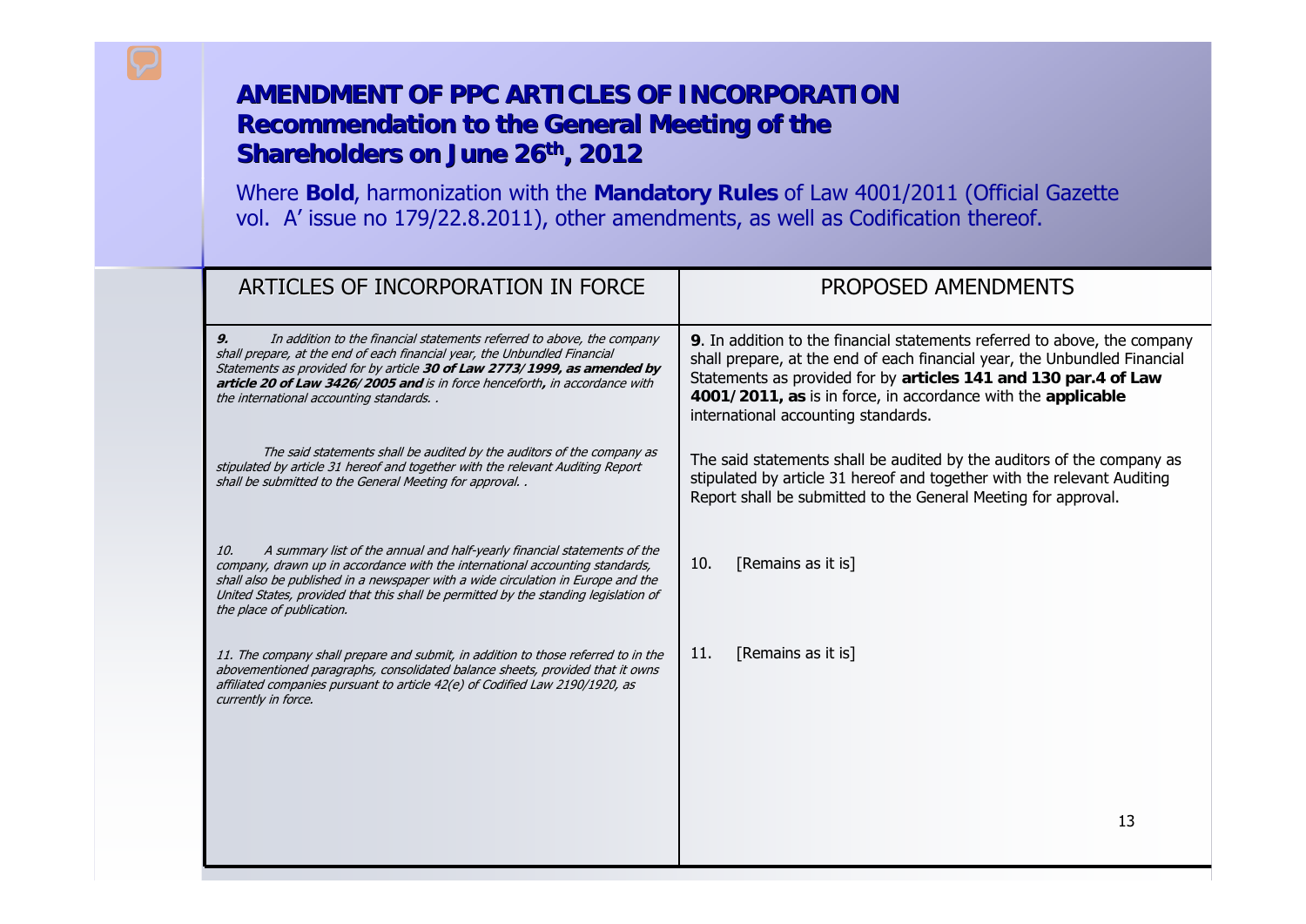# AMENDMENT OF PPC ARTICLES OF INCORPORATION
## Recommendation to the General Meeting of the Shareholders on June 26th, 2012

Where **Bold**, harmonization with the **Mandatory Rules** of Law 4001/2011 (Official Gazette vol. A' issue no 179/22.8.2011), other amendments, as well as Codification thereof.

| ARTICLES OF INCORPORATION IN FORCE | PROPOSED AMENDMENTS |
|---|---|
| ***9.*** *In addition to the financial statements referred to above, the company shall prepare, at the end of each financial year, the Unbundled Financial Statements as provided for by article* ***30 of Law 2773/1999, as amended by article 20 of Law 3426/2005 and*** *is in force henceforth**,** in accordance with the international accounting standards. .* | **9**. In addition to the financial statements referred to above, the company shall prepare, at the end of each financial year, the Unbundled Financial Statements as provided for by **articles 141 and 130 par.4 of Law 4001/2011, as** is in force, in accordance with the **applicable** international accounting standards. |
| *The said statements shall be audited by the auditors of the company as stipulated by article 31 hereof and together with the relevant Auditing Report shall be submitted to the General Meeting for approval. .* | The said statements shall be audited by the auditors of the company as stipulated by article 31 hereof and together with the relevant Auditing Report shall be submitted to the General Meeting for approval. |
| *10. A summary list of the annual and half-yearly financial statements of the company, drawn up in accordance with the international accounting standards, shall also be published in a newspaper with a wide circulation in Europe and the United States, provided that this shall be permitted by the standing legislation of the place of publication.* | 10. [Remains as it is] |
| *11. The company shall prepare and submit, in addition to those referred to in the abovementioned paragraphs, consolidated balance sheets, provided that it owns affiliated companies pursuant to article 42(e) of Codified Law 2190/1920, as currently in force.* | 11. [Remains as it is] |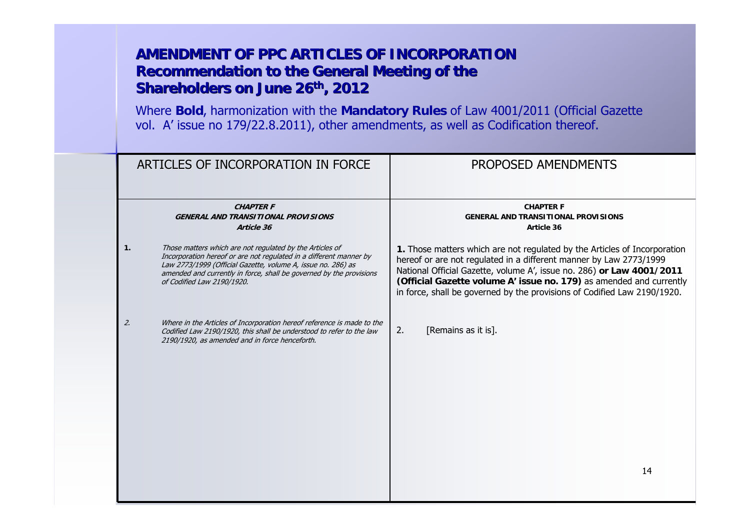# AMENDMENT OF PPC ARTICLES OF INCORPORATION
## Recommendation to the General Meeting of the Shareholders on June 26th, 2012

Where **Bold**, harmonization with the **Mandatory Rules** of Law 4001/2011 (Official Gazette vol. A' issue no 179/22.8.2011), other amendments, as well as Codification thereof.

| ARTICLES OF INCORPORATION IN FORCE | PROPOSED AMENDMENTS |
|---|---|
| ***CHAPTER F*** <br> ***GENERAL AND TRANSITIONAL PROVISIONS*** <br> ***Article 36*** | **CHAPTER F** <br> **GENERAL AND TRANSITIONAL PROVISIONS** <br> **Article 36** |
| **1.** *Those matters which are not regulated by the Articles of Incorporation hereof or are not regulated in a different manner by Law 2773/1999 (Official Gazette, volume A, issue no. 286) as amended and currently in force, shall be governed by the provisions of Codified Law 2190/1920.* | **1.** Those matters which are not regulated by the Articles of Incorporation hereof or are not regulated in a different manner by Law 2773/1999 National Official Gazette, volume A', issue no. 286) **or Law 4001/2011 (Official Gazette volume A' issue no. 179)** as amended and currently in force, shall be governed by the provisions of Codified Law 2190/1920. |
| *2. Where in the Articles of Incorporation hereof reference is made to the Codified Law 2190/1920, this shall be understood to refer to the law 2190/1920, as amended and in force henceforth.* | 2. [Remains as it is]. |